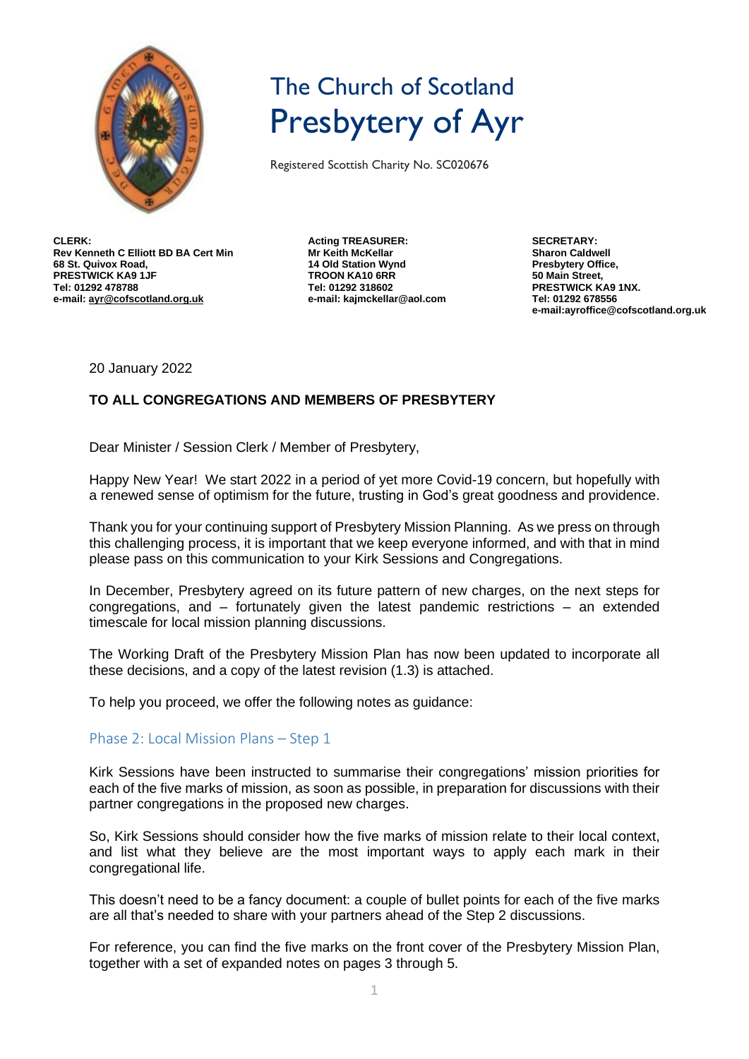# The Church of Scotland
# Presbytery of Ayr

Registered Scottish Charity No. SC020676

**CLERK:**
**Rev Kenneth C Elliott BD BA Cert Min**
**68 St. Quivox Road,**
**PRESTWICK KA9 1JF**
**Tel: 01292 478788**
**e-mail: ayr@cofscotland.org.uk**

**Acting TREASURER:**
**Mr Keith McKellar**
**14 Old Station Wynd**
**TROON KA10 6RR**
**Tel: 01292 318602**
**e-mail: kajmckellar@aol.com**

**SECRETARY:**
**Sharon Caldwell**
**Presbytery Office,**
**50 Main Street,**
**PRESTWICK KA9 1NX.**
**Tel: 01292 678556**
**e-mail:ayroffice@cofscotland.org.uk**

20 January 2022

**TO ALL CONGREGATIONS AND MEMBERS OF PRESBYTERY**

Dear Minister / Session Clerk / Member of Presbytery,

Happy New Year! We start 2022 in a period of yet more Covid-19 concern, but hopefully with a renewed sense of optimism for the future, trusting in God's great goodness and providence.

Thank you for your continuing support of Presbytery Mission Planning. As we press on through this challenging process, it is important that we keep everyone informed, and with that in mind please pass on this communication to your Kirk Sessions and Congregations.

In December, Presbytery agreed on its future pattern of new charges, on the next steps for congregations, and – fortunately given the latest pandemic restrictions – an extended timescale for local mission planning discussions.

The Working Draft of the Presbytery Mission Plan has now been updated to incorporate all these decisions, and a copy of the latest revision (1.3) is attached.

To help you proceed, we offer the following notes as guidance:

## Phase 2: Local Mission Plans – Step 1

Kirk Sessions have been instructed to summarise their congregations' mission priorities for each of the five marks of mission, as soon as possible, in preparation for discussions with their partner congregations in the proposed new charges.

So, Kirk Sessions should consider how the five marks of mission relate to their local context, and list what they believe are the most important ways to apply each mark in their congregational life.

This doesn't need to be a fancy document: a couple of bullet points for each of the five marks are all that's needed to share with your partners ahead of the Step 2 discussions.

For reference, you can find the five marks on the front cover of the Presbytery Mission Plan, together with a set of expanded notes on pages 3 through 5.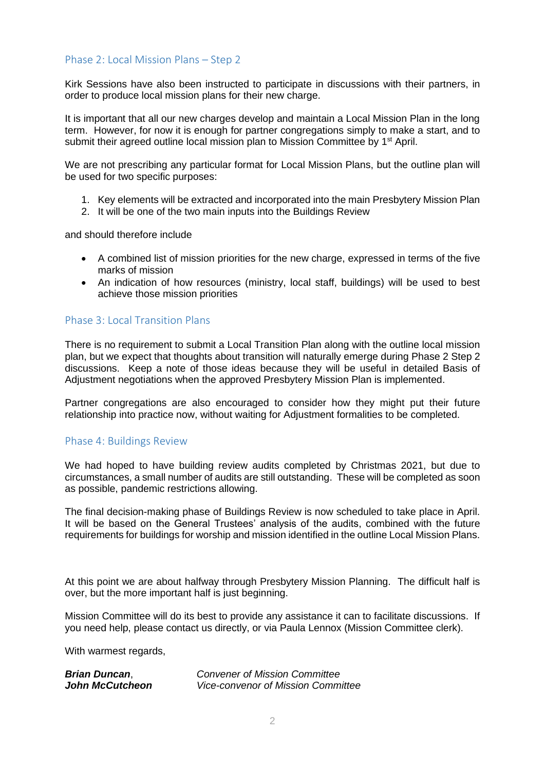## Phase 2: Local Mission Plans – Step 2

Kirk Sessions have also been instructed to participate in discussions with their partners, in order to produce local mission plans for their new charge.

It is important that all our new charges develop and maintain a Local Mission Plan in the long term. However, for now it is enough for partner congregations simply to make a start, and to submit their agreed outline local mission plan to Mission Committee by 1st April.

We are not prescribing any particular format for Local Mission Plans, but the outline plan will be used for two specific purposes:

1. Key elements will be extracted and incorporated into the main Presbytery Mission Plan
2. It will be one of the two main inputs into the Buildings Review

and should therefore include

- A combined list of mission priorities for the new charge, expressed in terms of the five marks of mission
- An indication of how resources (ministry, local staff, buildings) will be used to best achieve those mission priorities

## Phase 3: Local Transition Plans

There is no requirement to submit a Local Transition Plan along with the outline local mission plan, but we expect that thoughts about transition will naturally emerge during Phase 2 Step 2 discussions. Keep a note of those ideas because they will be useful in detailed Basis of Adjustment negotiations when the approved Presbytery Mission Plan is implemented.

Partner congregations are also encouraged to consider how they might put their future relationship into practice now, without waiting for Adjustment formalities to be completed.

## Phase 4: Buildings Review

We had hoped to have building review audits completed by Christmas 2021, but due to circumstances, a small number of audits are still outstanding. These will be completed as soon as possible, pandemic restrictions allowing.

The final decision-making phase of Buildings Review is now scheduled to take place in April. It will be based on the General Trustees' analysis of the audits, combined with the future requirements for buildings for worship and mission identified in the outline Local Mission Plans.

At this point we are about halfway through Presbytery Mission Planning. The difficult half is over, but the more important half is just beginning.

Mission Committee will do its best to provide any assistance it can to facilitate discussions. If you need help, please contact us directly, or via Paula Lennox (Mission Committee clerk).

With warmest regards,

***Brian Duncan***, *Convener of Mission Committee*
***John McCutcheon*** *Vice-convenor of Mission Committee*